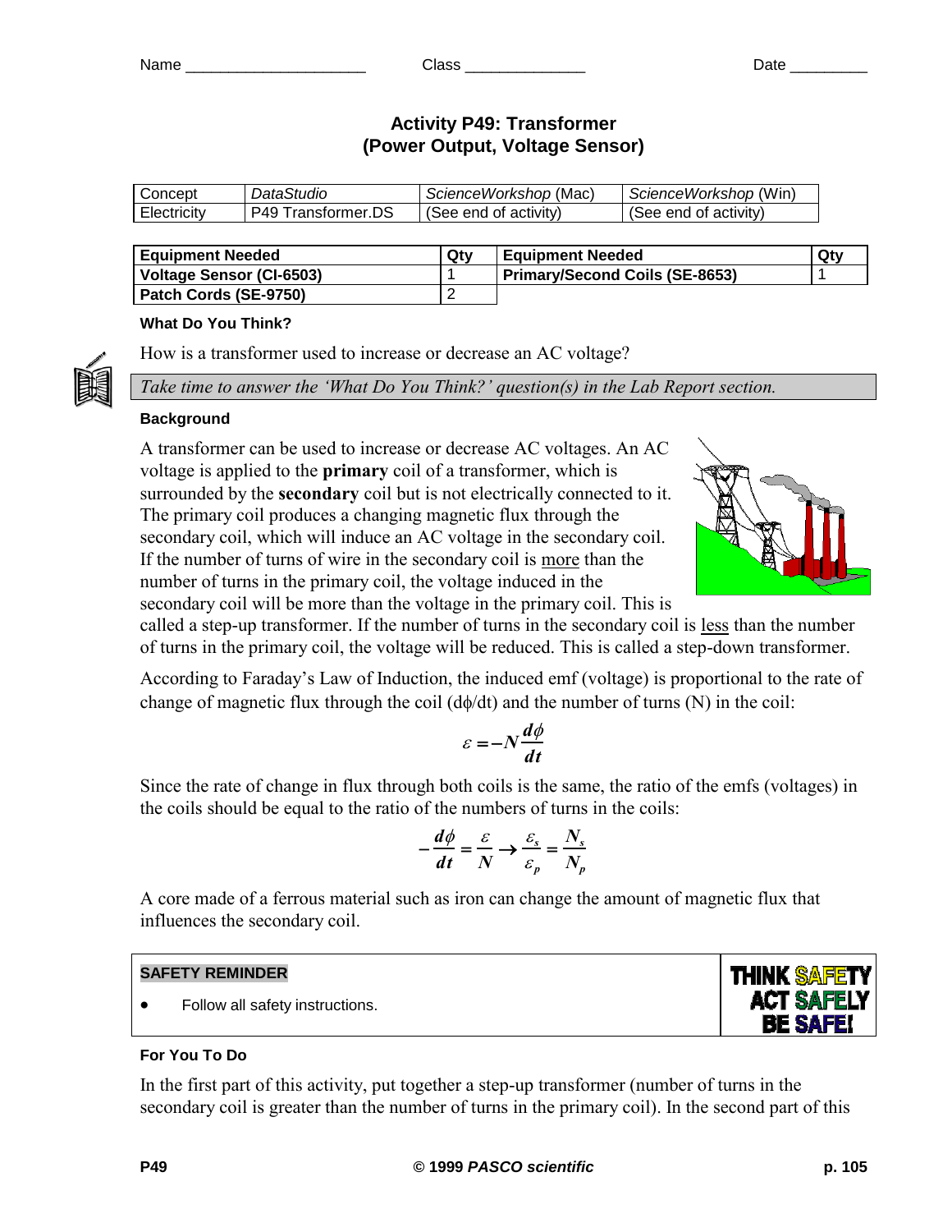Name _____________________ Class ______________ Date _________

# Activity P49: Transformer (Power Output, Voltage Sensor)

| Concept | DataStudio | ScienceWorkshop (Mac) | ScienceWorkshop (Win) |
|---|---|---|---|
| Electricity | P49 Transformer.DS | (See end of activity) | (See end of activity) |

| Equipment Needed | Qty | Equipment Needed | Qty |
|---|---|---|---|
| Voltage Sensor (CI-6503) | 1 | Primary/Second Coils (SE-8653) | 1 |
| Patch Cords (SE-9750) | 2 | | |

### What Do You Think?

How is a transformer used to increase or decrease an AC voltage?

*Take time to answer the 'What Do You Think?' question(s) in the Lab Report section.*

### Background

A transformer can be used to increase or decrease AC voltages. An AC voltage is applied to the **primary** coil of a transformer, which is surrounded by the **secondary** coil but is not electrically connected to it. The primary coil produces a changing magnetic flux through the secondary coil, which will induce an AC voltage in the secondary coil. If the number of turns of wire in the secondary coil is more than the number of turns in the primary coil, the voltage induced in the secondary coil will be more than the voltage in the primary coil. This is called a step-up transformer. If the number of turns in the secondary coil is less than the number of turns in the primary coil, the voltage will be reduced. This is called a step-down transformer.

According to Faraday's Law of Induction, the induced emf (voltage) is proportional to the rate of change of magnetic flux through the coil ($d\phi/dt$) and the number of turns (N) in the coil:

$$\varepsilon = -N\frac{d\phi}{dt}$$

Since the rate of change in flux through both coils is the same, the ratio of the emfs (voltages) in the coils should be equal to the ratio of the numbers of turns in the coils:

$$-\frac{d\phi}{dt} = \frac{\varepsilon}{N} \rightarrow \frac{\varepsilon_s}{\varepsilon_p} = \frac{N_s}{N_p}$$

A core made of a ferrous material such as iron can change the amount of magnetic flux that influences the secondary coil.

**SAFETY REMINDER**

- Follow all safety instructions.

THINK SAFETY
ACT SAFELY
BE SAFE!

### For You To Do

In the first part of this activity, put together a step-up transformer (number of turns in the secondary coil is greater than the number of turns in the primary coil). In the second part of this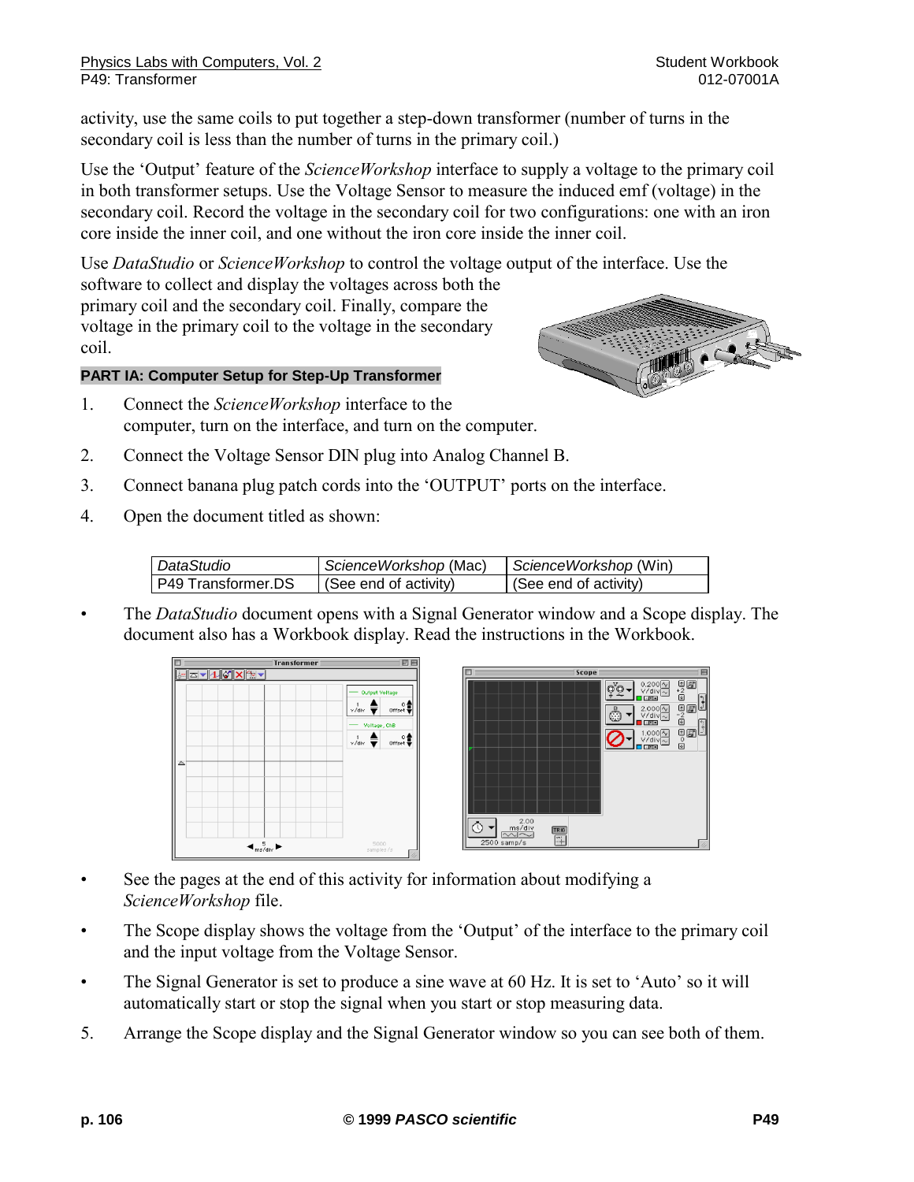activity, use the same coils to put together a step-down transformer (number of turns in the secondary coil is less than the number of turns in the primary coil.)

Use the 'Output' feature of the *ScienceWorkshop* interface to supply a voltage to the primary coil in both transformer setups. Use the Voltage Sensor to measure the induced emf (voltage) in the secondary coil. Record the voltage in the secondary coil for two configurations: one with an iron core inside the inner coil, and one without the iron core inside the inner coil.

Use *DataStudio* or *ScienceWorkshop* to control the voltage output of the interface. Use the software to collect and display the voltages across both the primary coil and the secondary coil. Finally, compare the voltage in the primary coil to the voltage in the secondary coil.

## PART IA: Computer Setup for Step-Up Transformer

1. Connect the *ScienceWorkshop* interface to the computer, turn on the interface, and turn on the computer.
2. Connect the Voltage Sensor DIN plug into Analog Channel B.
3. Connect banana plug patch cords into the 'OUTPUT' ports on the interface.
4. Open the document titled as shown:

| *DataStudio* | *ScienceWorkshop* (Mac) | *ScienceWorkshop* (Win) |
|---|---|---|
| P49 Transformer.DS | (See end of activity) | (See end of activity) |

- The *DataStudio* document opens with a Signal Generator window and a Scope display. The document also has a Workbook display. Read the instructions in the Workbook.
- See the pages at the end of this activity for information about modifying a *ScienceWorkshop* file.
- The Scope display shows the voltage from the 'Output' of the interface to the primary coil and the input voltage from the Voltage Sensor.
- The Signal Generator is set to produce a sine wave at 60 Hz. It is set to 'Auto' so it will automatically start or stop the signal when you start or stop measuring data.

5. Arrange the Scope display and the Signal Generator window so you can see both of them.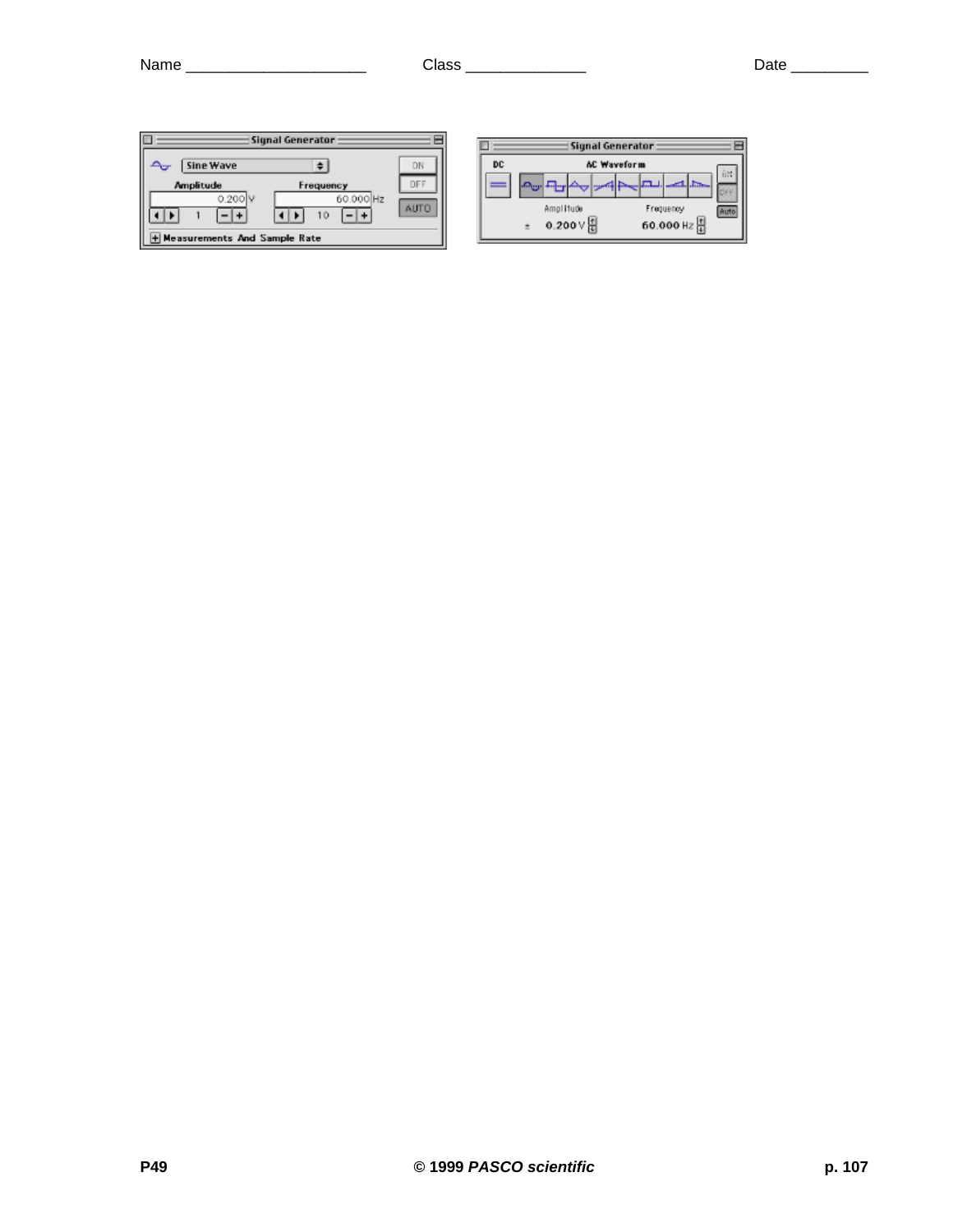Name _____________________ Class ______________ Date _________

Signal Generator

Sine Wave

Amplitude 0.200 V

Frequency 60.000 Hz

ON OFF AUTO

Measurements And Sample Rate

Signal Generator

DC AC Waveform

Amplitude ± 0.200 V

Frequency 60.000 Hz

ON OFF Auto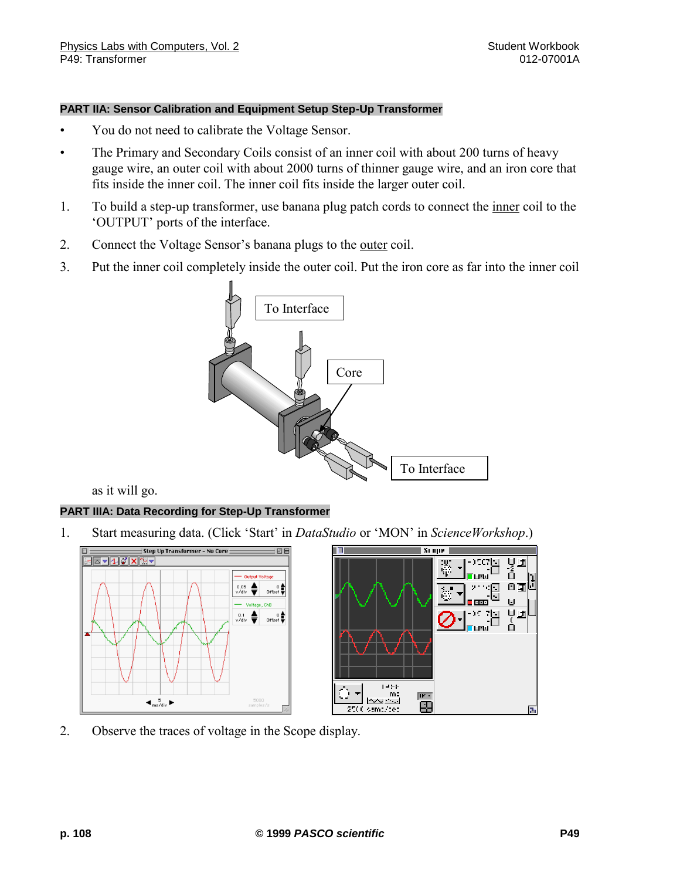## PART IIA: Sensor Calibration and Equipment Setup Step-Up Transformer

- You do not need to calibrate the Voltage Sensor.
- The Primary and Secondary Coils consist of an inner coil with about 200 turns of heavy gauge wire, an outer coil with about 2000 turns of thinner gauge wire, and an iron core that fits inside the inner coil. The inner coil fits inside the larger outer coil.

1. To build a step-up transformer, use banana plug patch cords to connect the inner coil to the 'OUTPUT' ports of the interface.
2. Connect the Voltage Sensor's banana plugs to the outer coil.
3. Put the inner coil completely inside the outer coil. Put the iron core as far into the inner coil as it will go.

## PART IIIA: Data Recording for Step-Up Transformer

1. Start measuring data. (Click 'Start' in *DataStudio* or 'MON' in *ScienceWorkshop*.)
2. Observe the traces of voltage in the Scope display.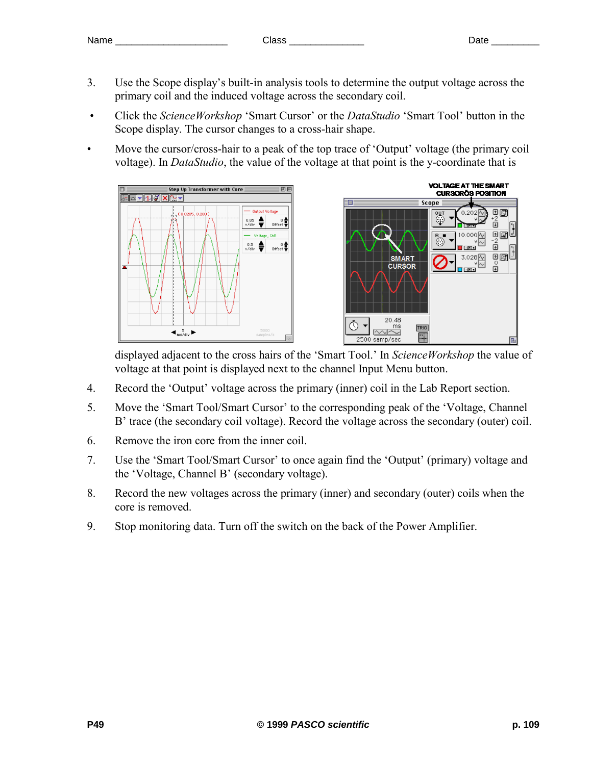3. Use the Scope display's built-in analysis tools to determine the output voltage across the primary coil and the induced voltage across the secondary coil.

- Click the *ScienceWorkshop* 'Smart Cursor' or the *DataStudio* 'Smart Tool' button in the Scope display. The cursor changes to a cross-hair shape.
- Move the cursor/cross-hair to a peak of the top trace of 'Output' voltage (the primary coil voltage). In *DataStudio*, the value of the voltage at that point is the y-coordinate that is displayed adjacent to the cross hairs of the 'Smart Tool.' In *ScienceWorkshop* the value of voltage at that point is displayed next to the channel Input Menu button.

4. Record the 'Output' voltage across the primary (inner) coil in the Lab Report section.
5. Move the 'Smart Tool/Smart Cursor' to the corresponding peak of the 'Voltage, Channel B' trace (the secondary coil voltage). Record the voltage across the secondary (outer) coil.
6. Remove the iron core from the inner coil.
7. Use the 'Smart Tool/Smart Cursor' to once again find the 'Output' (primary) voltage and the 'Voltage, Channel B' (secondary voltage).
8. Record the new voltages across the primary (inner) and secondary (outer) coils when the core is removed.
9. Stop monitoring data. Turn off the switch on the back of the Power Amplifier.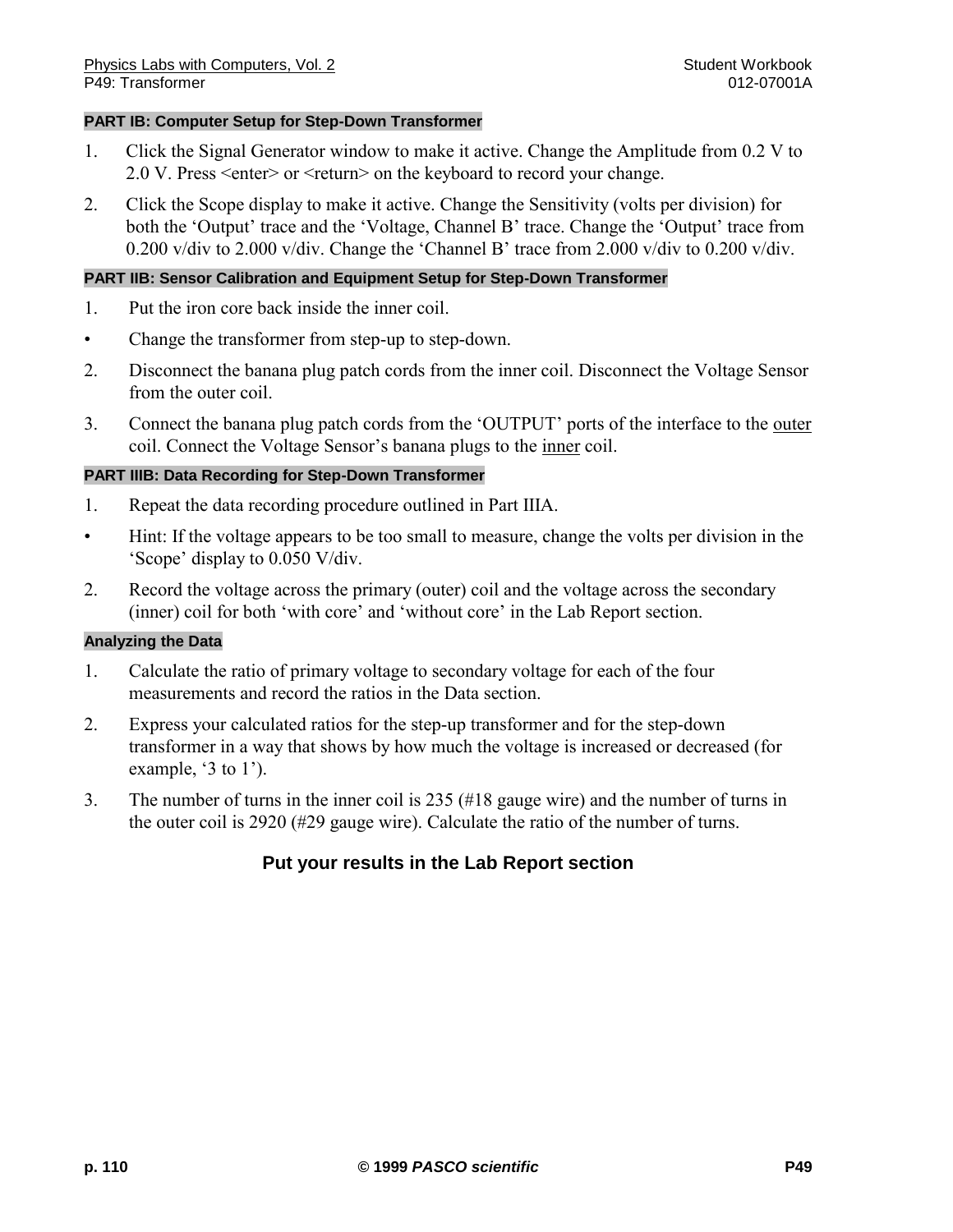### PART IB: Computer Setup for Step-Down Transformer

1. Click the Signal Generator window to make it active. Change the Amplitude from 0.2 V to 2.0 V. Press <enter> or <return> on the keyboard to record your change.
2. Click the Scope display to make it active. Change the Sensitivity (volts per division) for both the 'Output' trace and the 'Voltage, Channel B' trace. Change the 'Output' trace from 0.200 v/div to 2.000 v/div. Change the 'Channel B' trace from 2.000 v/div to 0.200 v/div.

### PART IIB: Sensor Calibration and Equipment Setup for Step-Down Transformer

1. Put the iron core back inside the inner coil.

- Change the transformer from step-up to step-down.

2. Disconnect the banana plug patch cords from the inner coil. Disconnect the Voltage Sensor from the outer coil.
3. Connect the banana plug patch cords from the 'OUTPUT' ports of the interface to the outer coil. Connect the Voltage Sensor's banana plugs to the inner coil.

### PART IIIB: Data Recording for Step-Down Transformer

1. Repeat the data recording procedure outlined in Part IIIA.

- Hint: If the voltage appears to be too small to measure, change the volts per division in the 'Scope' display to 0.050 V/div.

2. Record the voltage across the primary (outer) coil and the voltage across the secondary (inner) coil for both 'with core' and 'without core' in the Lab Report section.

### Analyzing the Data

1. Calculate the ratio of primary voltage to secondary voltage for each of the four measurements and record the ratios in the Data section.
2. Express your calculated ratios for the step-up transformer and for the step-down transformer in a way that shows by how much the voltage is increased or decreased (for example, '3 to 1').
3. The number of turns in the inner coil is 235 (#18 gauge wire) and the number of turns in the outer coil is 2920 (#29 gauge wire). Calculate the ratio of the number of turns.

**Put your results in the Lab Report section**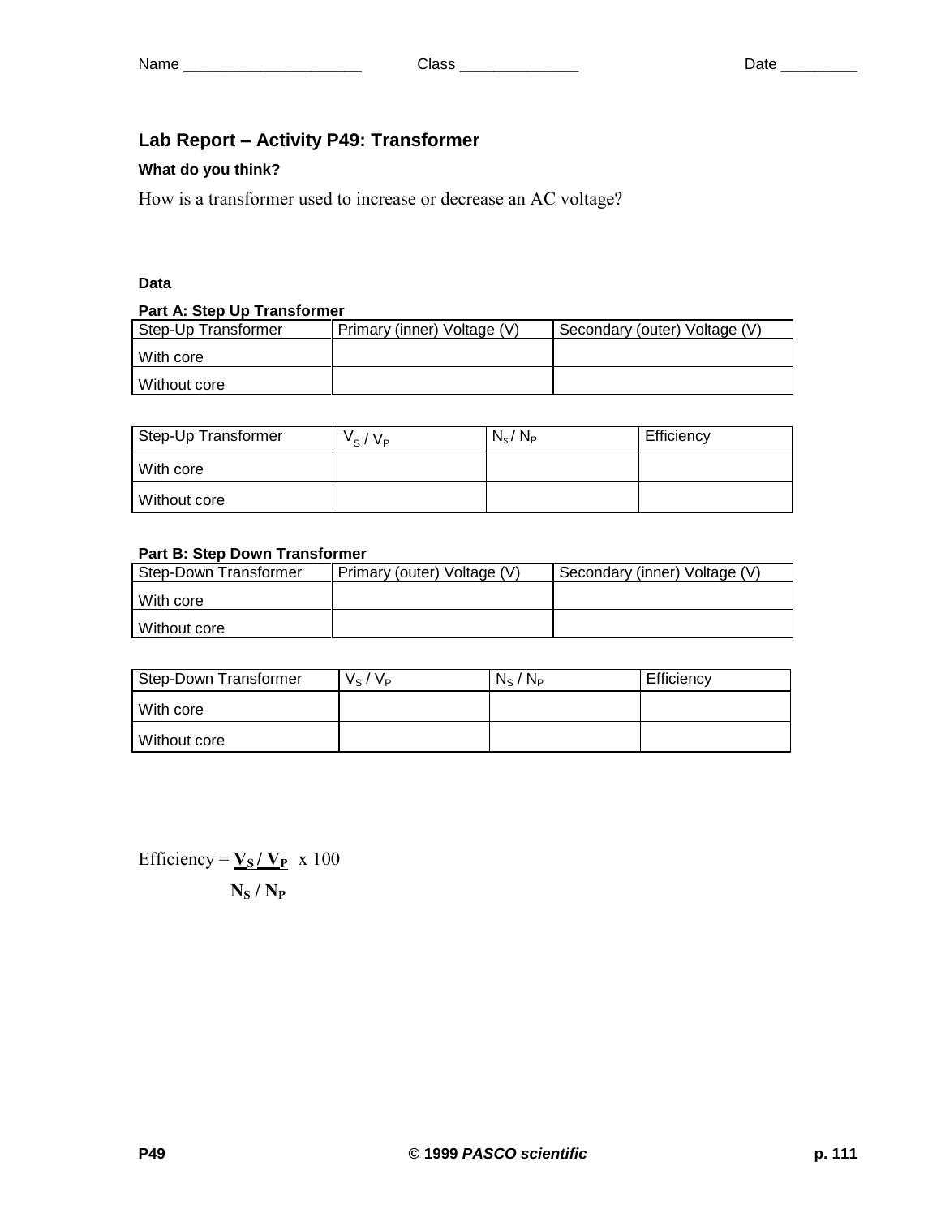Name _____________________ Class ______________ Date _________

## Lab Report – Activity P49: Transformer

**What do you think?**

How is a transformer used to increase or decrease an AC voltage?

**Data**

**Part A: Step Up Transformer**

| Step-Up Transformer | Primary (inner) Voltage (V) | Secondary (outer) Voltage (V) |
|---|---|---|
| With core | | |
| Without core | | |

| Step-Up Transformer | $V_S / V_P$ | $N_s / N_P$ | Efficiency |
|---|---|---|---|
| With core | | | |
| Without core | | | |

**Part B: Step Down Transformer**

| Step-Down Transformer | Primary (outer) Voltage (V) | Secondary (inner) Voltage (V) |
|---|---|---|
| With core | | |
| Without core | | |

| Step-Down Transformer | $V_S / V_P$ | $N_S / N_P$ | Efficiency |
|---|---|---|---|
| With core | | | |
| Without core | | | |

$$\text{Efficiency} = \frac{V_S / V_P}{N_S / N_P} \times 100$$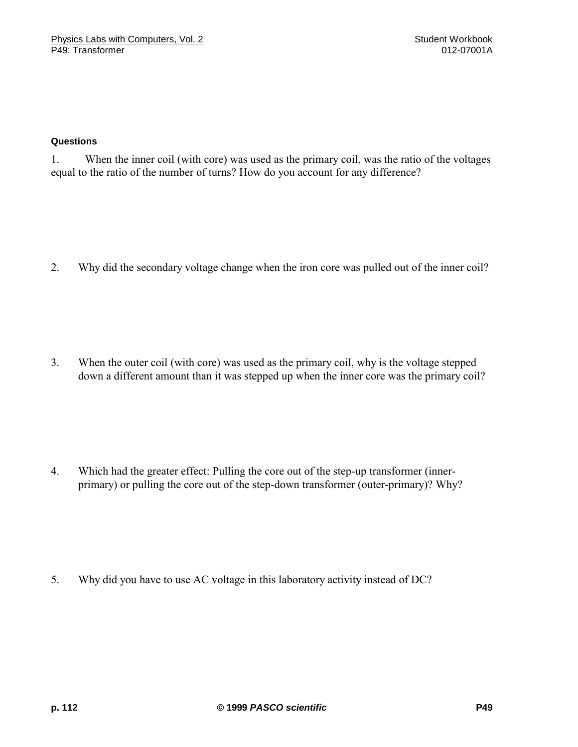**Questions**

1. When the inner coil (with core) was used as the primary coil, was the ratio of the voltages equal to the ratio of the number of turns? How do you account for any difference?

2. Why did the secondary voltage change when the iron core was pulled out of the inner coil?

3. When the outer coil (with core) was used as the primary coil, why is the voltage stepped down a different amount than it was stepped up when the inner core was the primary coil?

4. Which had the greater effect: Pulling the core out of the step-up transformer (inner-primary) or pulling the core out of the step-down transformer (outer-primary)? Why?

5. Why did you have to use AC voltage in this laboratory activity instead of DC?